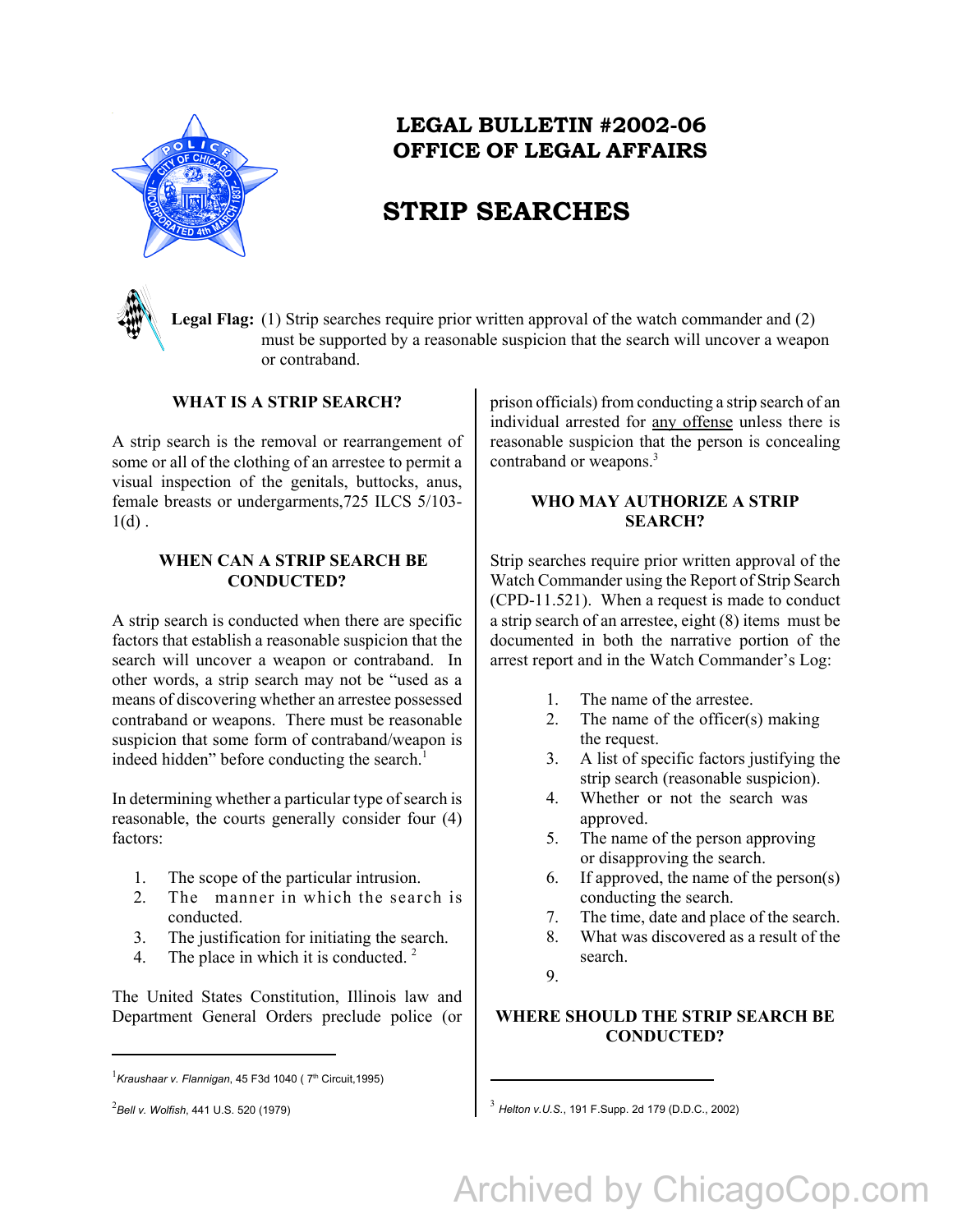# LEGAL BULLETIN #2002-06
# OFFICE OF LEGAL AFFAIRS

# STRIP SEARCHES

**Legal Flag:** (1) Strip searches require prior written approval of the watch commander and (2) must be supported by a reasonable suspicion that the search will uncover a weapon or contraband.

### WHAT IS A STRIP SEARCH?

A strip search is the removal or rearrangement of some or all of the clothing of an arrestee to permit a visual inspection of the genitals, buttocks, anus, female breasts or undergarments,725 ILCS 5/103-1(d) .

### WHEN CAN A STRIP SEARCH BE CONDUCTED?

A strip search is conducted when there are specific factors that establish a reasonable suspicion that the search will uncover a weapon or contraband. In other words, a strip search may not be "used as a means of discovering whether an arrestee possessed contraband or weapons. There must be reasonable suspicion that some form of contraband/weapon is indeed hidden" before conducting the search.[1]

In determining whether a particular type of search is reasonable, the courts generally consider four (4) factors:

1. The scope of the particular intrusion.
2. The manner in which the search is conducted.
3. The justification for initiating the search.
4. The place in which it is conducted. [2]

The United States Constitution, Illinois law and Department General Orders preclude police (or prison officials) from conducting a strip search of an individual arrested for <u>any offense</u> unless there is reasonable suspicion that the person is concealing contraband or weapons.[3]

### WHO MAY AUTHORIZE A STRIP SEARCH?

Strip searches require prior written approval of the Watch Commander using the Report of Strip Search (CPD-11.521). When a request is made to conduct a strip search of an arrestee, eight (8) items must be documented in both the narrative portion of the arrest report and in the Watch Commander's Log:

1. The name of the arrestee.
2. The name of the officer(s) making the request.
3. A list of specific factors justifying the strip search (reasonable suspicion).
4. Whether or not the search was approved.
5. The name of the person approving or disapproving the search.
6. If approved, the name of the person(s) conducting the search.
7. The time, date and place of the search.
8. What was discovered as a result of the search.
9.

### WHERE SHOULD THE STRIP SEARCH BE CONDUCTED?

---

[1] *Kraushaar v. Flannigan*, 45 F3d 1040 ( 7th Circuit,1995)

[2] *Bell v. Wolfish*, 441 U.S. 520 (1979)

[3] *Helton v.U.S.*, 191 F.Supp. 2d 179 (D.D.C., 2002)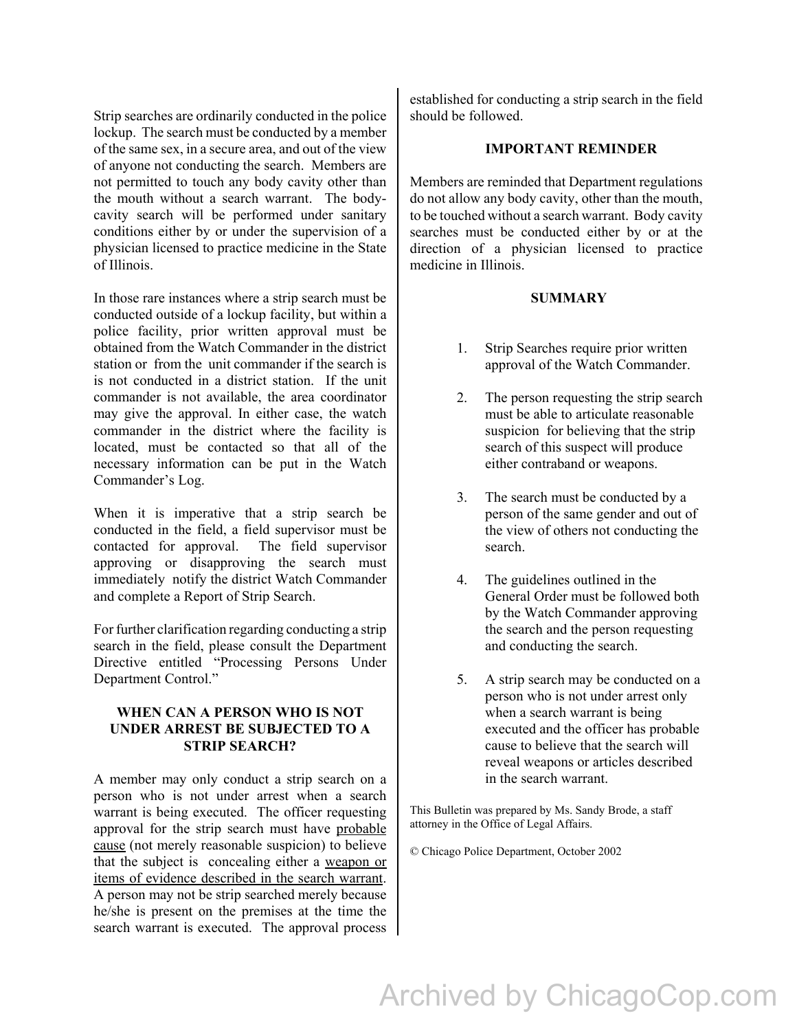Strip searches are ordinarily conducted in the police lockup. The search must be conducted by a member of the same sex, in a secure area, and out of the view of anyone not conducting the search. Members are not permitted to touch any body cavity other than the mouth without a search warrant. The body-cavity search will be performed under sanitary conditions either by or under the supervision of a physician licensed to practice medicine in the State of Illinois.

In those rare instances where a strip search must be conducted outside of a lockup facility, but within a police facility, prior written approval must be obtained from the Watch Commander in the district station or from the unit commander if the search is is not conducted in a district station. If the unit commander is not available, the area coordinator may give the approval. In either case, the watch commander in the district where the facility is located, must be contacted so that all of the necessary information can be put in the Watch Commander's Log.

When it is imperative that a strip search be conducted in the field, a field supervisor must be contacted for approval. The field supervisor approving or disapproving the search must immediately notify the district Watch Commander and complete a Report of Strip Search.

For further clarification regarding conducting a strip search in the field, please consult the Department Directive entitled "Processing Persons Under Department Control."

### WHEN CAN A PERSON WHO IS NOT UNDER ARREST BE SUBJECTED TO A STRIP SEARCH?

A member may only conduct a strip search on a person who is not under arrest when a search warrant is being executed. The officer requesting approval for the strip search must have probable cause (not merely reasonable suspicion) to believe that the subject is concealing either a weapon or items of evidence described in the search warrant. A person may not be strip searched merely because he/she is present on the premises at the time the search warrant is executed. The approval process established for conducting a strip search in the field should be followed.

### IMPORTANT REMINDER

Members are reminded that Department regulations do not allow any body cavity, other than the mouth, to be touched without a search warrant. Body cavity searches must be conducted either by or at the direction of a physician licensed to practice medicine in Illinois.

### SUMMARY

1. Strip Searches require prior written approval of the Watch Commander.

2. The person requesting the strip search must be able to articulate reasonable suspicion for believing that the strip search of this suspect will produce either contraband or weapons.

3. The search must be conducted by a person of the same gender and out of the view of others not conducting the search.

4. The guidelines outlined in the General Order must be followed both by the Watch Commander approving the search and the person requesting and conducting the search.

5. A strip search may be conducted on a person who is not under arrest only when a search warrant is being executed and the officer has probable cause to believe that the search will reveal weapons or articles described in the search warrant.

This Bulletin was prepared by Ms. Sandy Brode, a staff attorney in the Office of Legal Affairs.

© Chicago Police Department, October 2002